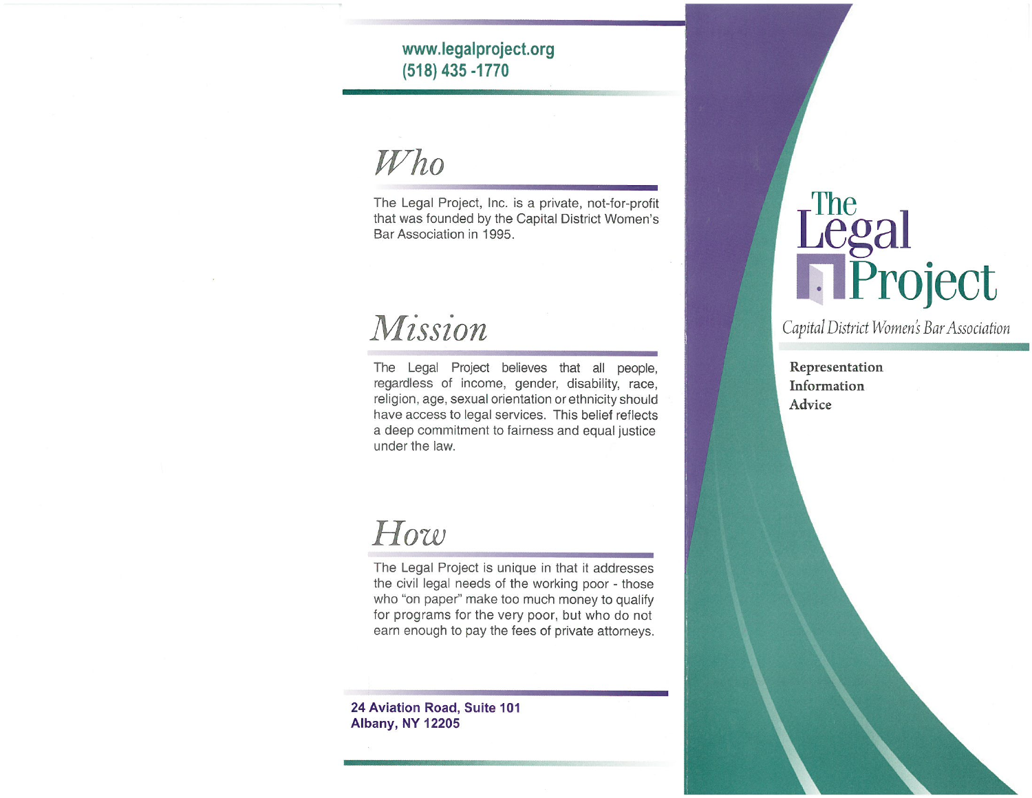# The Legal Project

*Capital District Women's Bar Association*

**Representation**
**Information**
**Advice**

**www.legalproject.org**
**(518) 435 -1770**

## *Who*

The Legal Project, Inc. is a private, not-for-profit that was founded by the Capital District Women's Bar Association in 1995.

## *Mission*

The Legal Project believes that all people, regardless of income, gender, disability, race, religion, age, sexual orientation or ethnicity should have access to legal services. This belief reflects a deep commitment to fairness and equal justice under the law.

## *How*

The Legal Project is unique in that it addresses the civil legal needs of the working poor - those who "on paper" make too much money to qualify for programs for the very poor, but who do not earn enough to pay the fees of private attorneys.

**24 Aviation Road, Suite 101**
**Albany, NY 12205**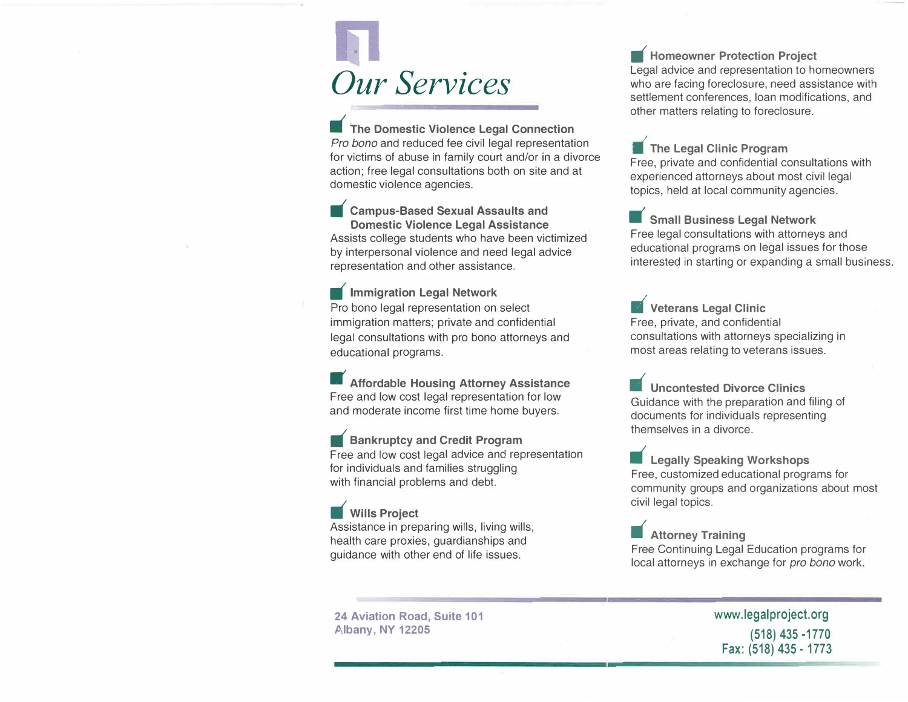# Our Services

### The Domestic Violence Legal Connection

*Pro bono* and reduced fee civil legal representation for victims of abuse in family court and/or in a divorce action; free legal consultations both on site and at domestic violence agencies.

### Campus-Based Sexual Assaults and Domestic Violence Legal Assistance

Assists college students who have been victimized by interpersonal violence and need legal advice representation and other assistance.

### Immigration Legal Network

Pro bono legal representation on select immigration matters; private and confidential legal consultations with pro bono attorneys and educational programs.

### Affordable Housing Attorney Assistance

Free and low cost legal representation for low and moderate income first time home buyers.

### Bankruptcy and Credit Program

Free and low cost legal advice and representation for individuals and families struggling with financial problems and debt.

### Wills Project

Assistance in preparing wills, living wills, health care proxies, guardianships and guidance with other end of life issues.

### Homeowner Protection Project

Legal advice and representation to homeowners who are facing foreclosure, need assistance with settlement conferences, loan modifications, and other matters relating to foreclosure.

### The Legal Clinic Program

Free, private and confidential consultations with experienced attorneys about most civil legal topics, held at local community agencies.

### Small Business Legal Network

Free legal consultations with attorneys and educational programs on legal issues for those interested in starting or expanding a small business.

### Veterans Legal Clinic

Free, private, and confidential consultations with attorneys specializing in most areas relating to veterans issues.

### Uncontested Divorce Clinics

Guidance with the preparation and filing of documents for individuals representing themselves in a divorce.

### Legally Speaking Workshops

Free, customized educational programs for community groups and organizations about most civil legal topics.

### Attorney Training

Free Continuing Legal Education programs for local attorneys in exchange for *pro bono* work.

24 Aviation Road, Suite 101
Albany, NY 12205

www.legalproject.org
(518) 435-1770
Fax: (518) 435-1773